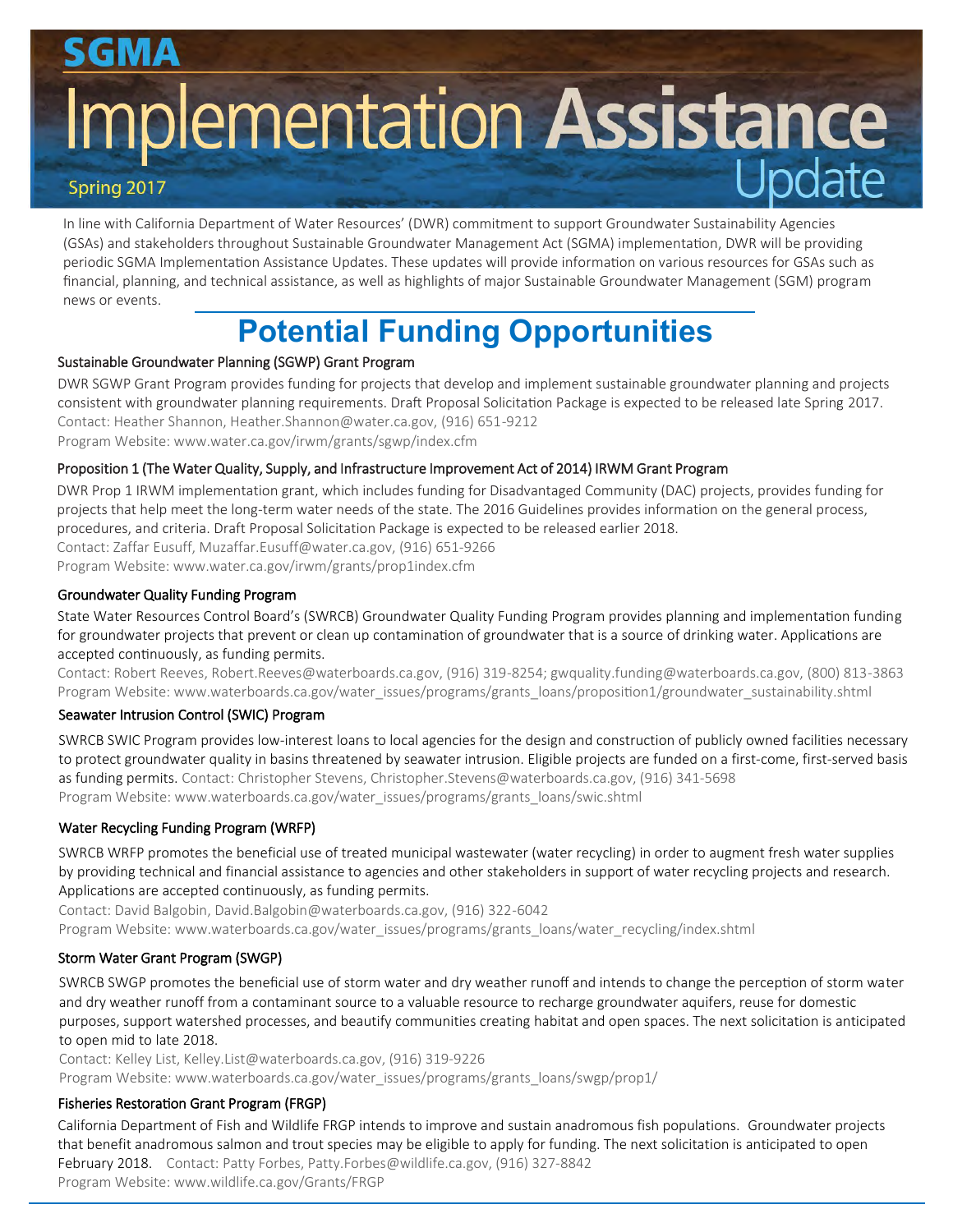# SGMA Implementation Assistance Update

Spring 2017

In line with California Department of Water Resources' (DWR) commitment to support Groundwater Sustainability Agencies (GSAs) and stakeholders throughout Sustainable Groundwater Management Act (SGMA) implementation, DWR will be providing periodic SGMA Implementation Assistance Updates. These updates will provide information on various resources for GSAs such as financial, planning, and technical assistance, as well as highlights of major Sustainable Groundwater Management (SGM) program news or events.

## Potential Funding Opportunities

### Sustainable Groundwater Planning (SGWP) Grant Program

DWR SGWP Grant Program provides funding for projects that develop and implement sustainable groundwater planning and projects consistent with groundwater planning requirements. Draft Proposal Solicitation Package is expected to be released late Spring 2017.
Contact: Heather Shannon, Heather.Shannon@water.ca.gov, (916) 651-9212
Program Website: www.water.ca.gov/irwm/grants/sgwp/index.cfm

### Proposition 1 (The Water Quality, Supply, and Infrastructure Improvement Act of 2014) IRWM Grant Program

DWR Prop 1 IRWM implementation grant, which includes funding for Disadvantaged Community (DAC) projects, provides funding for projects that help meet the long-term water needs of the state. The 2016 Guidelines provides information on the general process, procedures, and criteria. Draft Proposal Solicitation Package is expected to be released earlier 2018.
Contact: Zaffar Eusuff, Muzaffar.Eusuff@water.ca.gov, (916) 651-9266
Program Website: www.water.ca.gov/irwm/grants/prop1index.cfm

### Groundwater Quality Funding Program

State Water Resources Control Board's (SWRCB) Groundwater Quality Funding Program provides planning and implementation funding for groundwater projects that prevent or clean up contamination of groundwater that is a source of drinking water. Applications are accepted continuously, as funding permits.
Contact: Robert Reeves, Robert.Reeves@waterboards.ca.gov, (916) 319-8254; gwquality.funding@waterboards.ca.gov, (800) 813-3863
Program Website: www.waterboards.ca.gov/water_issues/programs/grants_loans/proposition1/groundwater_sustainability.shtml

### Seawater Intrusion Control (SWIC) Program

SWRCB SWIC Program provides low-interest loans to local agencies for the design and construction of publicly owned facilities necessary to protect groundwater quality in basins threatened by seawater intrusion. Eligible projects are funded on a first-come, first-served basis as funding permits. Contact: Christopher Stevens, Christopher.Stevens@waterboards.ca.gov, (916) 341-5698
Program Website: www.waterboards.ca.gov/water_issues/programs/grants_loans/swic.shtml

### Water Recycling Funding Program (WRFP)

SWRCB WRFP promotes the beneficial use of treated municipal wastewater (water recycling) in order to augment fresh water supplies by providing technical and financial assistance to agencies and other stakeholders in support of water recycling projects and research. Applications are accepted continuously, as funding permits.
Contact: David Balgobin, David.Balgobin@waterboards.ca.gov, (916) 322-6042
Program Website: www.waterboards.ca.gov/water_issues/programs/grants_loans/water_recycling/index.shtml

### Storm Water Grant Program (SWGP)

SWRCB SWGP promotes the beneficial use of storm water and dry weather runoff and intends to change the perception of storm water and dry weather runoff from a contaminant source to a valuable resource to recharge groundwater aquifers, reuse for domestic purposes, support watershed processes, and beautify communities creating habitat and open spaces. The next solicitation is anticipated to open mid to late 2018.
Contact: Kelley List, Kelley.List@waterboards.ca.gov, (916) 319-9226
Program Website: www.waterboards.ca.gov/water_issues/programs/grants_loans/swgp/prop1/

### Fisheries Restoration Grant Program (FRGP)

California Department of Fish and Wildlife FRGP intends to improve and sustain anadromous fish populations. Groundwater projects that benefit anadromous salmon and trout species may be eligible to apply for funding. The next solicitation is anticipated to open February 2018. Contact: Patty Forbes, Patty.Forbes@wildlife.ca.gov, (916) 327-8842
Program Website: www.wildlife.ca.gov/Grants/FRGP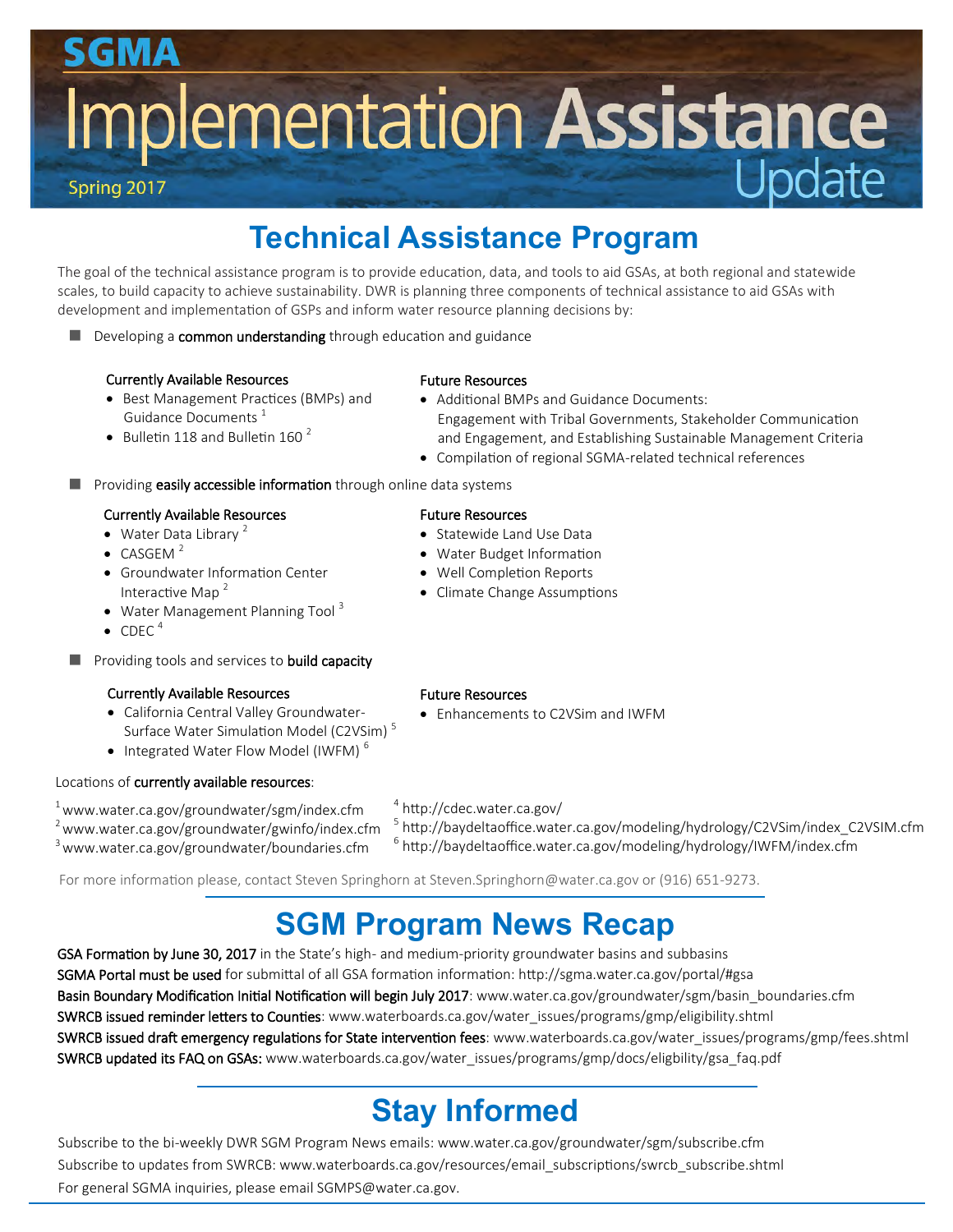# SGMA Implementation Assistance Update

Spring 2017

## Technical Assistance Program

The goal of the technical assistance program is to provide education, data, and tools to aid GSAs, at both regional and statewide scales, to build capacity to achieve sustainability. DWR is planning three components of technical assistance to aid GSAs with development and implementation of GSPs and inform water resource planning decisions by:

- Developing a **common understanding** through education and guidance

Currently Available Resources

- Best Management Practices (BMPs) and Guidance Documents [1]
- Bulletin 118 and Bulletin 160 [2]

Future Resources

- Additional BMPs and Guidance Documents: Engagement with Tribal Governments, Stakeholder Communication and Engagement, and Establishing Sustainable Management Criteria
- Compilation of regional SGMA-related technical references

- Providing **easily accessible information** through online data systems

Currently Available Resources

- Water Data Library [2]
- CASGEM [2]
- Groundwater Information Center Interactive Map [2]
- Water Management Planning Tool [3]
- CDEC [4]

Future Resources

- Statewide Land Use Data
- Water Budget Information
- Well Completion Reports
- Climate Change Assumptions

- Providing tools and services to **build capacity**

Currently Available Resources

- California Central Valley Groundwater-Surface Water Simulation Model (C2VSim) [5]
- Integrated Water Flow Model (IWFM) [6]

Future Resources

- Enhancements to C2VSim and IWFM

Locations of **currently available resources**:

[1] www.water.ca.gov/groundwater/sgm/index.cfm
[2] www.water.ca.gov/groundwater/gwinfo/index.cfm
[3] www.water.ca.gov/groundwater/boundaries.cfm
[4] http://cdec.water.ca.gov/
[5] http://baydeltaoffice.water.ca.gov/modeling/hydrology/C2VSim/index_C2VSIM.cfm
[6] http://baydeltaoffice.water.ca.gov/modeling/hydrology/IWFM/index.cfm

For more information please, contact Steven Springhorn at Steven.Springhorn@water.ca.gov or (916) 651-9273.

## SGM Program News Recap

**GSA Formation by June 30, 2017** in the State's high- and medium-priority groundwater basins and subbasins
**SGMA Portal must be used** for submittal of all GSA formation information: http://sgma.water.ca.gov/portal/#gsa
**Basin Boundary Modification Initial Notification will begin July 2017**: www.water.ca.gov/groundwater/sgm/basin_boundaries.cfm
**SWRCB issued reminder letters to Counties**: www.waterboards.ca.gov/water_issues/programs/gmp/eligibility.shtml
**SWRCB issued draft emergency regulations for State intervention fees**: www.waterboards.ca.gov/water_issues/programs/gmp/fees.shtml
**SWRCB updated its FAQ on GSAs:** www.waterboards.ca.gov/water_issues/programs/gmp/docs/eligbility/gsa_faq.pdf

## Stay Informed

Subscribe to the bi-weekly DWR SGM Program News emails: www.water.ca.gov/groundwater/sgm/subscribe.cfm
Subscribe to updates from SWRCB: www.waterboards.ca.gov/resources/email_subscriptions/swrcb_subscribe.shtml
For general SGMA inquiries, please email SGMPS@water.ca.gov.